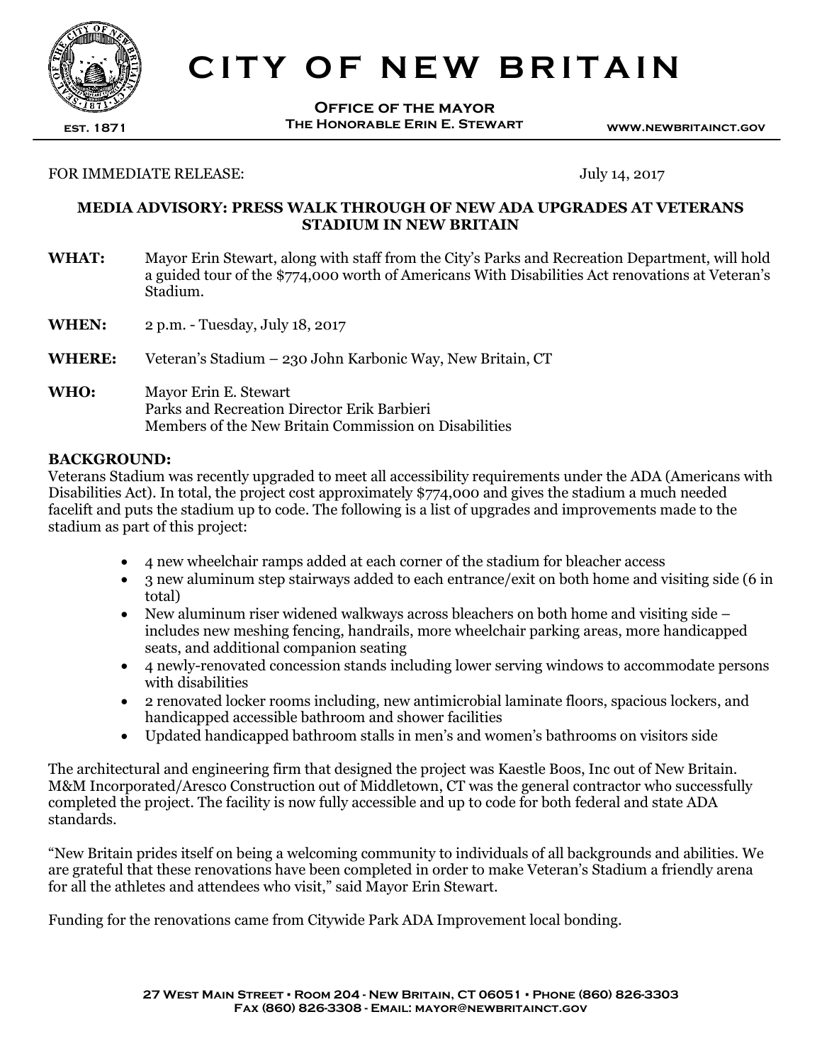# CITY OF NEW BRITAIN

**OFFICE OF THE MAYOR**
**THE HONORABLE ERIN E. STEWART**

EST. 1871

WWW.NEWBRITAINCT.GOV

FOR IMMEDIATE RELEASE: July 14, 2017

## MEDIA ADVISORY: PRESS WALK THROUGH OF NEW ADA UPGRADES AT VETERANS STADIUM IN NEW BRITAIN

**WHAT:** Mayor Erin Stewart, along with staff from the City's Parks and Recreation Department, will hold a guided tour of the $774,000 worth of Americans With Disabilities Act renovations at Veteran's Stadium.

**WHEN:** 2 p.m. - Tuesday, July 18, 2017

**WHERE:** Veteran's Stadium – 230 John Karbonic Way, New Britain, CT

**WHO:** Mayor Erin E. Stewart
Parks and Recreation Director Erik Barbieri
Members of the New Britain Commission on Disabilities

**BACKGROUND:**
Veterans Stadium was recently upgraded to meet all accessibility requirements under the ADA (Americans with Disabilities Act). In total, the project cost approximately $774,000 and gives the stadium a much needed facelift and puts the stadium up to code. The following is a list of upgrades and improvements made to the stadium as part of this project:

- 4 new wheelchair ramps added at each corner of the stadium for bleacher access
- 3 new aluminum step stairways added to each entrance/exit on both home and visiting side (6 in total)
- New aluminum riser widened walkways across bleachers on both home and visiting side – includes new meshing fencing, handrails, more wheelchair parking areas, more handicapped seats, and additional companion seating
- 4 newly-renovated concession stands including lower serving windows to accommodate persons with disabilities
- 2 renovated locker rooms including, new antimicrobial laminate floors, spacious lockers, and handicapped accessible bathroom and shower facilities
- Updated handicapped bathroom stalls in men's and women's bathrooms on visitors side

The architectural and engineering firm that designed the project was Kaestle Boos, Inc out of New Britain. M&M Incorporated/Aresco Construction out of Middletown, CT was the general contractor who successfully completed the project. The facility is now fully accessible and up to code for both federal and state ADA standards.

"New Britain prides itself on being a welcoming community to individuals of all backgrounds and abilities. We are grateful that these renovations have been completed in order to make Veteran's Stadium a friendly arena for all the athletes and attendees who visit," said Mayor Erin Stewart.

Funding for the renovations came from Citywide Park ADA Improvement local bonding.

27 WEST MAIN STREET • ROOM 204 - NEW BRITAIN, CT 06051 • PHONE (860) 826-3303
FAX (860) 826-3308 - EMAIL: MAYOR@NEWBRITAINCT.GOV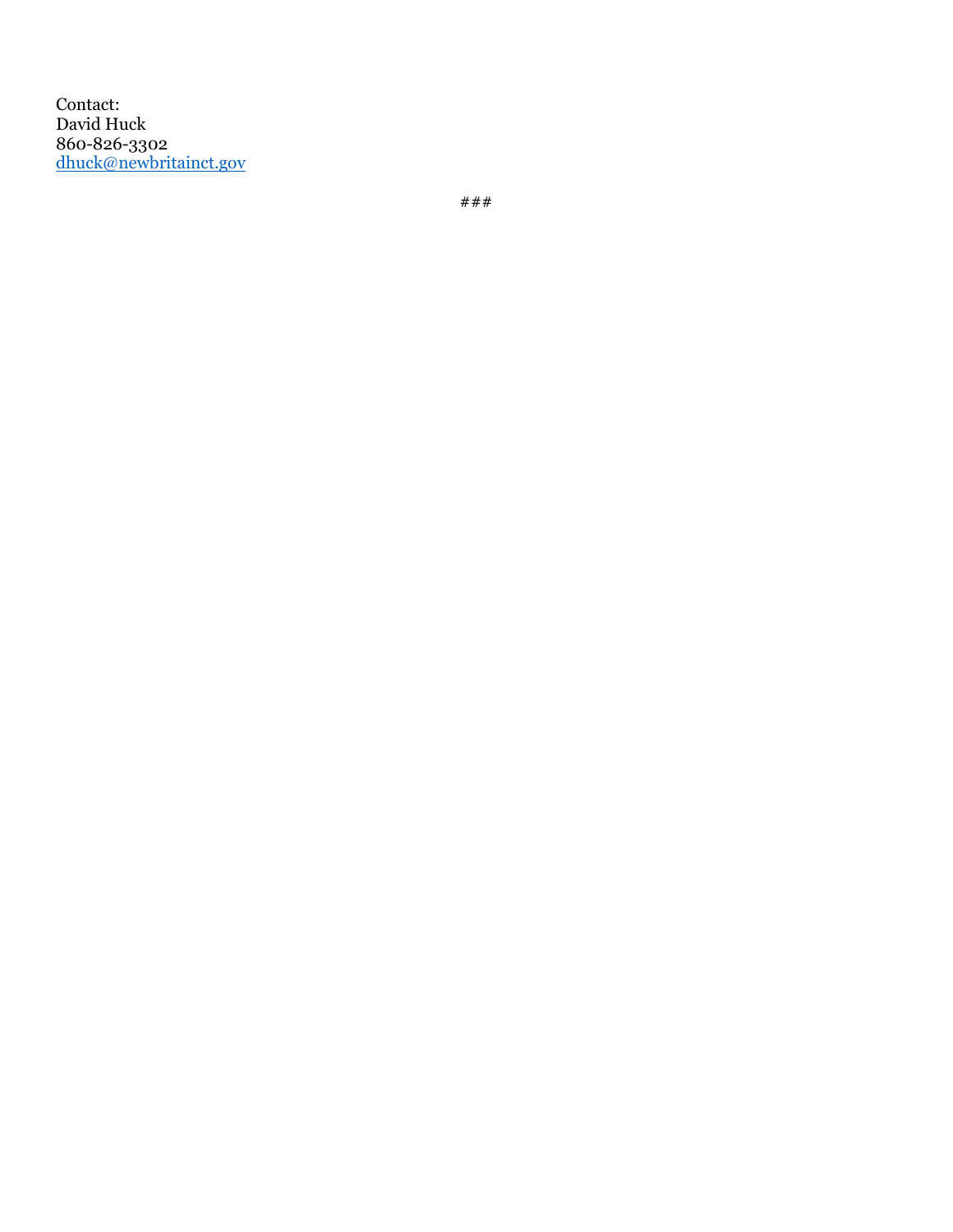Contact:
David Huck
860-826-3302
dhuck@newbritainct.gov

###